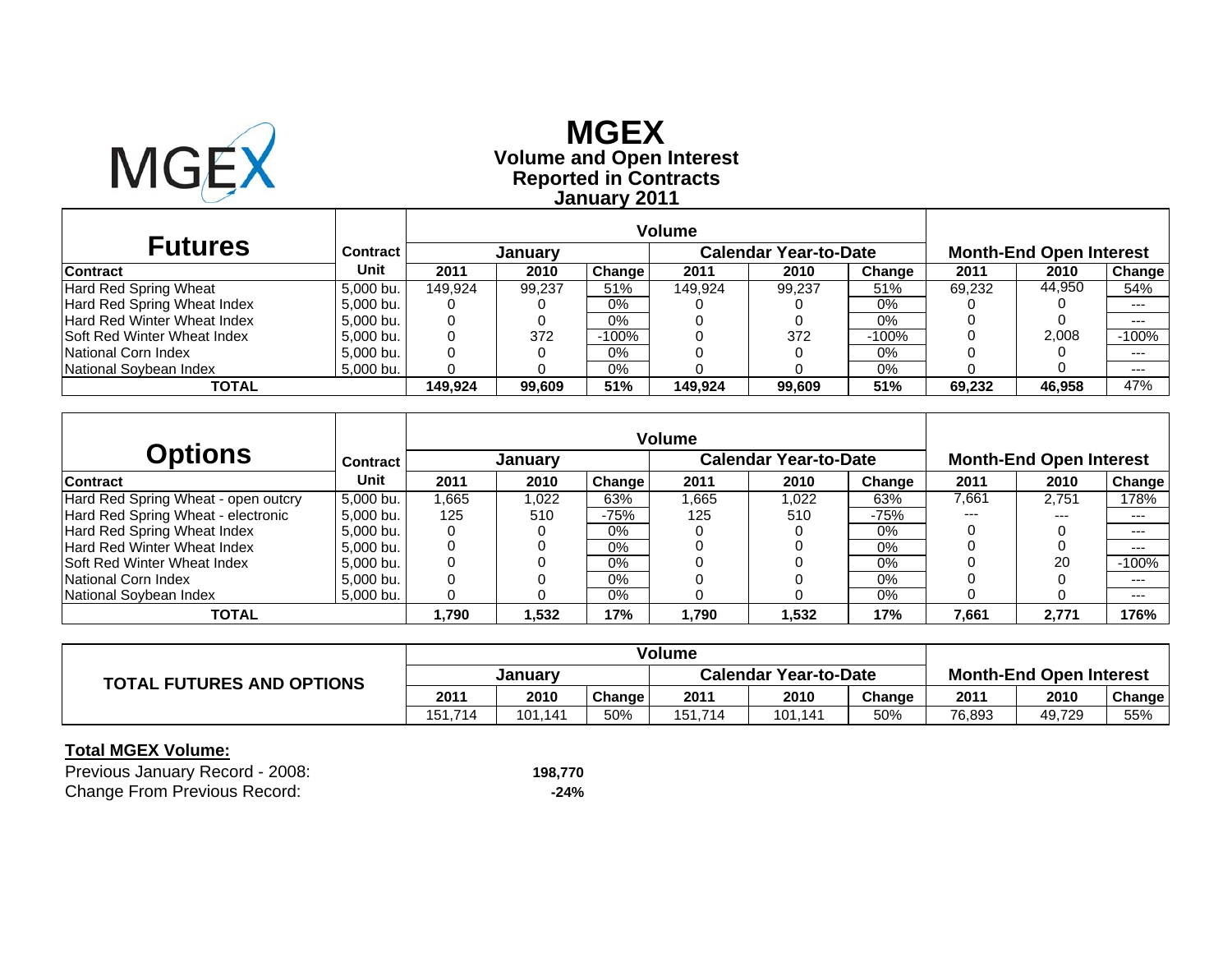# MGEX

## Volume and Open Interest
## Reported in Contracts
## January 2011

| Futures | Contract | Volume | | | | | | Month-End Open Interest | | |
|---|---|---|---|---|---|---|---|---|---|---|
| | | January | | | Calendar Year-to-Date | | | | | |
| Contract | Unit | 2011 | 2010 | Change | 2011 | 2010 | Change | 2011 | 2010 | Change |
| Hard Red Spring Wheat | 5,000 bu. | 149,924 | 99,237 | 51% | 149,924 | 99,237 | 51% | 69,232 | 44,950 | 54% |
| Hard Red Spring Wheat Index | 5,000 bu. | 0 | 0 | 0% | 0 | 0 | 0% | 0 | 0 | --- |
| Hard Red Winter Wheat Index | 5,000 bu. | 0 | 0 | 0% | 0 | 0 | 0% | 0 | 0 | --- |
| Soft Red Winter Wheat Index | 5,000 bu. | 0 | 372 | -100% | 0 | 372 | -100% | 0 | 2,008 | -100% |
| National Corn Index | 5,000 bu. | 0 | 0 | 0% | 0 | 0 | 0% | 0 | 0 | --- |
| National Soybean Index | 5,000 bu. | 0 | 0 | 0% | 0 | 0 | 0% | 0 | 0 | --- |
| **TOTAL** | | **149,924** | **99,609** | **51%** | **149,924** | **99,609** | **51%** | **69,232** | **46,958** | 47% |

| Options | Contract | Volume | | | | | | Month-End Open Interest | | |
|---|---|---|---|---|---|---|---|---|---|---|
| | | January | | | Calendar Year-to-Date | | | | | |
| Contract | Unit | 2011 | 2010 | Change | 2011 | 2010 | Change | 2011 | 2010 | Change |
| Hard Red Spring Wheat - open outcry | 5,000 bu. | 1,665 | 1,022 | 63% | 1,665 | 1,022 | 63% | 7,661 | 2,751 | 178% |
| Hard Red Spring Wheat - electronic | 5,000 bu. | 125 | 510 | -75% | 125 | 510 | -75% | --- | --- | --- |
| Hard Red Spring Wheat Index | 5,000 bu. | 0 | 0 | 0% | 0 | 0 | 0% | 0 | 0 | --- |
| Hard Red Winter Wheat Index | 5,000 bu. | 0 | 0 | 0% | 0 | 0 | 0% | 0 | 0 | --- |
| Soft Red Winter Wheat Index | 5,000 bu. | 0 | 0 | 0% | 0 | 0 | 0% | 0 | 20 | -100% |
| National Corn Index | 5,000 bu. | 0 | 0 | 0% | 0 | 0 | 0% | 0 | 0 | --- |
| National Soybean Index | 5,000 bu. | 0 | 0 | 0% | 0 | 0 | 0% | 0 | 0 | --- |
| **TOTAL** | | **1,790** | **1,532** | **17%** | **1,790** | **1,532** | **17%** | **7,661** | **2,771** | **176%** |

| TOTAL FUTURES AND OPTIONS | Volume | | | | | | Month-End Open Interest | | |
|---|---|---|---|---|---|---|---|---|---|
| | January | | | Calendar Year-to-Date | | | | | |
| | 2011 | 2010 | Change | 2011 | 2010 | Change | 2011 | 2010 | Change |
| | 151,714 | 101,141 | 50% | 151,714 | 101,141 | 50% | 76,893 | 49,729 | 55% |

**Total MGEX Volume:**

| | |
|---|---|
| Previous January Record - 2008: | **198,770** |
| Change From Previous Record: | **-24%** |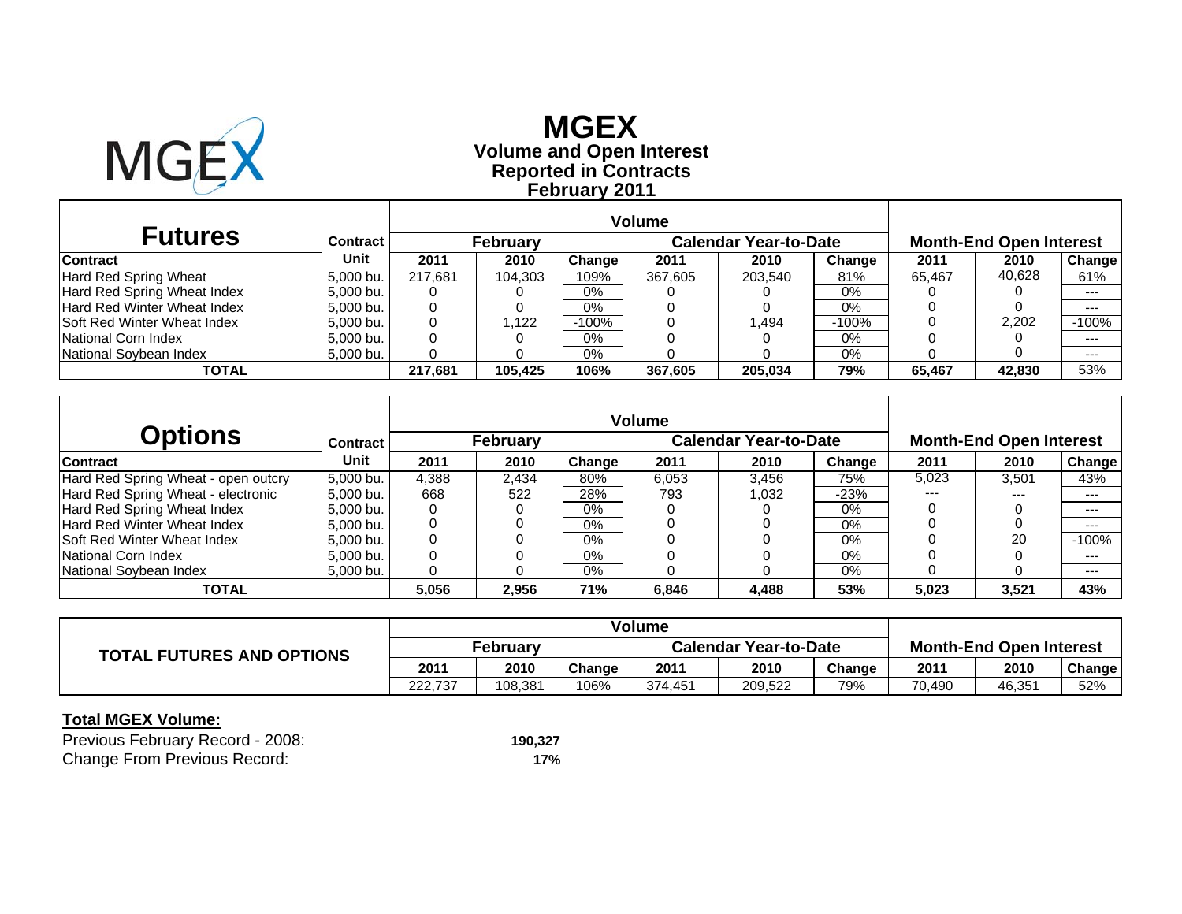# MGEX

## Volume and Open Interest
## Reported in Contracts
## February 2011

| Futures | Contract | Volume | | | | | | Month-End Open Interest | | |
|---|---|---|---|---|---|---|---|---|---|---|
| | | February | | | Calendar Year-to-Date | | | | | |
| Contract | Unit | 2011 | 2010 | Change | 2011 | 2010 | Change | 2011 | 2010 | Change |
| Hard Red Spring Wheat | 5,000 bu. | 217,681 | 104,303 | 109% | 367,605 | 203,540 | 81% | 65,467 | 40,628 | 61% |
| Hard Red Spring Wheat Index | 5,000 bu. | 0 | 0 | 0% | 0 | 0 | 0% | 0 | 0 | --- |
| Hard Red Winter Wheat Index | 5,000 bu. | 0 | 0 | 0% | 0 | 0 | 0% | 0 | 0 | --- |
| Soft Red Winter Wheat Index | 5,000 bu. | 0 | 1,122 | -100% | 0 | 1,494 | -100% | 0 | 2,202 | -100% |
| National Corn Index | 5,000 bu. | 0 | 0 | 0% | 0 | 0 | 0% | 0 | 0 | --- |
| National Soybean Index | 5,000 bu. | 0 | 0 | 0% | 0 | 0 | 0% | 0 | 0 | --- |
| **TOTAL** | | **217,681** | **105,425** | **106%** | **367,605** | **205,034** | **79%** | **65,467** | **42,830** | 53% |

| Options | Contract | Volume | | | | | | Month-End Open Interest | | |
|---|---|---|---|---|---|---|---|---|---|---|
| | | February | | | Calendar Year-to-Date | | | | | |
| Contract | Unit | 2011 | 2010 | Change | 2011 | 2010 | Change | 2011 | 2010 | Change |
| Hard Red Spring Wheat - open outcry | 5,000 bu. | 4,388 | 2,434 | 80% | 6,053 | 3,456 | 75% | 5,023 | 3,501 | 43% |
| Hard Red Spring Wheat - electronic | 5,000 bu. | 668 | 522 | 28% | 793 | 1,032 | -23% | --- | --- | --- |
| Hard Red Spring Wheat Index | 5,000 bu. | 0 | 0 | 0% | 0 | 0 | 0% | 0 | 0 | --- |
| Hard Red Winter Wheat Index | 5,000 bu. | 0 | 0 | 0% | 0 | 0 | 0% | 0 | 0 | --- |
| Soft Red Winter Wheat Index | 5,000 bu. | 0 | 0 | 0% | 0 | 0 | 0% | 0 | 20 | -100% |
| National Corn Index | 5,000 bu. | 0 | 0 | 0% | 0 | 0 | 0% | 0 | 0 | --- |
| National Soybean Index | 5,000 bu. | 0 | 0 | 0% | 0 | 0 | 0% | 0 | 0 | --- |
| **TOTAL** | | **5,056** | **2,956** | **71%** | **6,846** | **4,488** | **53%** | **5,023** | **3,521** | **43%** |

| TOTAL FUTURES AND OPTIONS | Volume | | | | | | Month-End Open Interest | | |
|---|---|---|---|---|---|---|---|---|---|
| | February | | | Calendar Year-to-Date | | | | | |
| | 2011 | 2010 | Change | 2011 | 2010 | Change | 2011 | 2010 | Change |
| | 222,737 | 108,381 | 106% | 374,451 | 209,522 | 79% | 70,490 | 46,351 | 52% |

**Total MGEX Volume:**

Previous February Record - 2008: **190,327**

Change From Previous Record: **17%**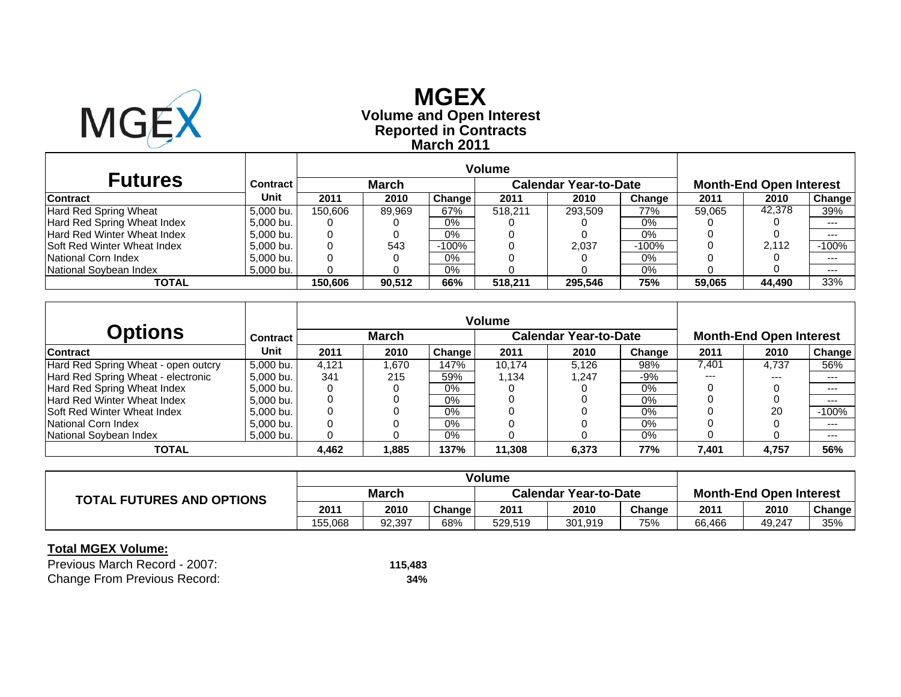# MGEX

## Volume and Open Interest
## Reported in Contracts
## March 2011

| Futures | | Volume | | | | | | Month-End Open Interest | | |
|---|---|---|---|---|---|---|---|---|---|---|
| | Contract | March | | | Calendar Year-to-Date | | | | | |
| Contract | Unit | 2011 | 2010 | Change | 2011 | 2010 | Change | 2011 | 2010 | Change |
| Hard Red Spring Wheat | 5,000 bu. | 150,606 | 89,969 | 67% | 518,211 | 293,509 | 77% | 59,065 | 42,378 | 39% |
| Hard Red Spring Wheat Index | 5,000 bu. | 0 | 0 | 0% | 0 | 0 | 0% | 0 | 0 | --- |
| Hard Red Winter Wheat Index | 5,000 bu. | 0 | 0 | 0% | 0 | 0 | 0% | 0 | 0 | --- |
| Soft Red Winter Wheat Index | 5,000 bu. | 0 | 543 | -100% | 0 | 2,037 | -100% | 0 | 2,112 | -100% |
| National Corn Index | 5,000 bu. | 0 | 0 | 0% | 0 | 0 | 0% | 0 | 0 | --- |
| National Soybean Index | 5,000 bu. | 0 | 0 | 0% | 0 | 0 | 0% | 0 | 0 | --- |
| **TOTAL** | | **150,606** | **90,512** | **66%** | **518,211** | **295,546** | **75%** | **59,065** | **44,490** | 33% |

| Options | | Volume | | | | | | Month-End Open Interest | | |
|---|---|---|---|---|---|---|---|---|---|---|
| | Contract | March | | | Calendar Year-to-Date | | | | | |
| Contract | Unit | 2011 | 2010 | Change | 2011 | 2010 | Change | 2011 | 2010 | Change |
| Hard Red Spring Wheat - open outcry | 5,000 bu. | 4,121 | 1,670 | 147% | 10,174 | 5,126 | 98% | 7,401 | 4,737 | 56% |
| Hard Red Spring Wheat - electronic | 5,000 bu. | 341 | 215 | 59% | 1,134 | 1,247 | -9% | --- | --- | --- |
| Hard Red Spring Wheat Index | 5,000 bu. | 0 | 0 | 0% | 0 | 0 | 0% | 0 | 0 | --- |
| Hard Red Winter Wheat Index | 5,000 bu. | 0 | 0 | 0% | 0 | 0 | 0% | 0 | 0 | --- |
| Soft Red Winter Wheat Index | 5,000 bu. | 0 | 0 | 0% | 0 | 0 | 0% | 0 | 20 | -100% |
| National Corn Index | 5,000 bu. | 0 | 0 | 0% | 0 | 0 | 0% | 0 | 0 | --- |
| National Soybean Index | 5,000 bu. | 0 | 0 | 0% | 0 | 0 | 0% | 0 | 0 | --- |
| **TOTAL** | | **4,462** | **1,885** | **137%** | **11,308** | **6,373** | **77%** | **7,401** | **4,757** | **56%** |

| TOTAL FUTURES AND OPTIONS | Volume | | | | | | Month-End Open Interest | | |
|---|---|---|---|---|---|---|---|---|---|
| | March | | | Calendar Year-to-Date | | | | | |
| | 2011 | 2010 | Change | 2011 | 2010 | Change | 2011 | 2010 | Change |
| | 155,068 | 92,397 | 68% | 529,519 | 301,919 | 75% | 66,466 | 49,247 | 35% |

**Total MGEX Volume:**

Previous March Record - 2007: **115,483**

Change From Previous Record: **34%**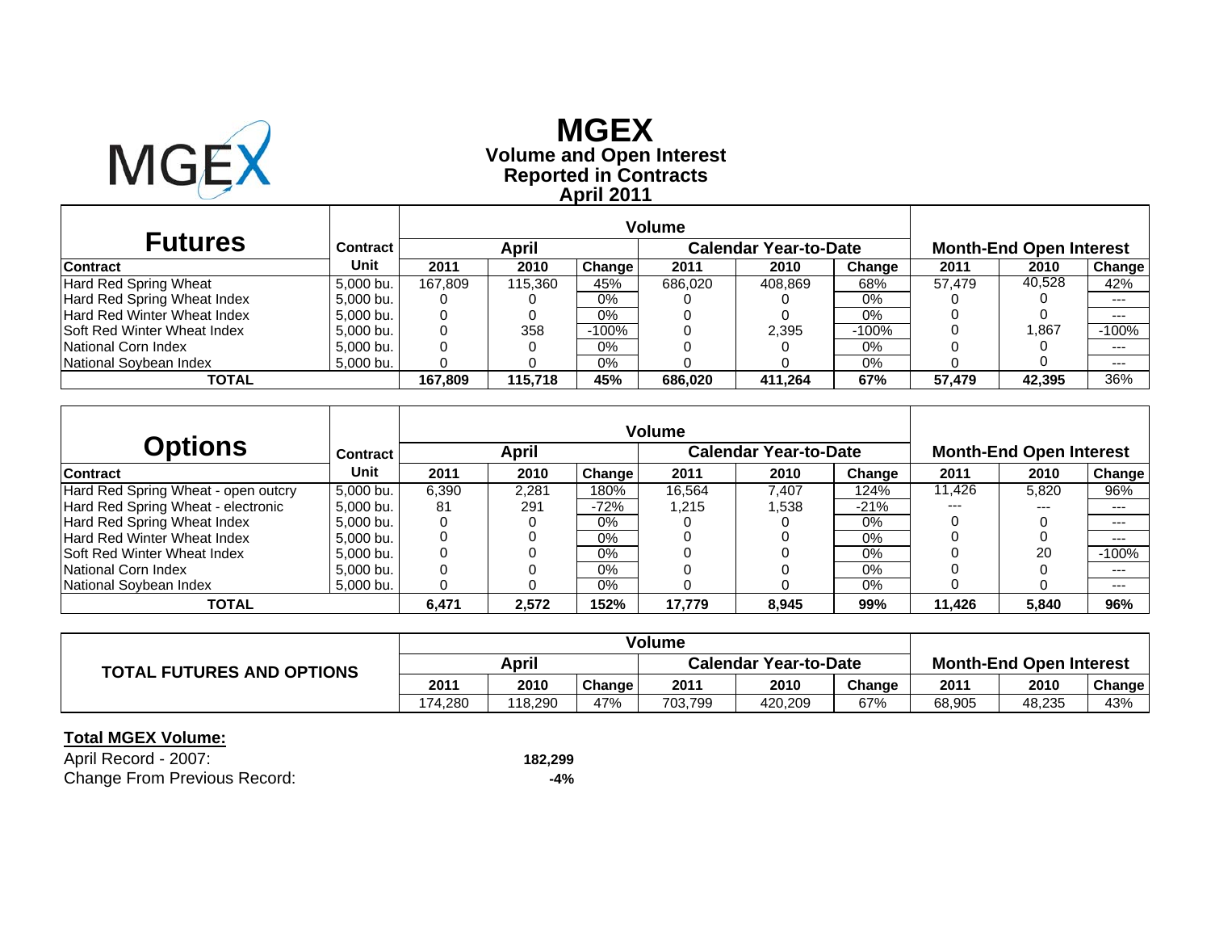# MGEX

## Volume and Open Interest Reported in Contracts April 2011

| Futures | | Volume | | | | | | | | |
|---|---|---|---|---|---|---|---|---|---|---|
| | Contract | April | | | Calendar Year-to-Date | | | Month-End Open Interest | | |
| Contract | Unit | 2011 | 2010 | Change | 2011 | 2010 | Change | 2011 | 2010 | Change |
| Hard Red Spring Wheat | 5,000 bu. | 167,809 | 115,360 | 45% | 686,020 | 408,869 | 68% | 57,479 | 40,528 | 42% |
| Hard Red Spring Wheat Index | 5,000 bu. | 0 | 0 | 0% | 0 | 0 | 0% | 0 | 0 | --- |
| Hard Red Winter Wheat Index | 5,000 bu. | 0 | 0 | 0% | 0 | 0 | 0% | 0 | 0 | --- |
| Soft Red Winter Wheat Index | 5,000 bu. | 0 | 358 | -100% | 0 | 2,395 | -100% | 0 | 1,867 | -100% |
| National Corn Index | 5,000 bu. | 0 | 0 | 0% | 0 | 0 | 0% | 0 | 0 | --- |
| National Soybean Index | 5,000 bu. | 0 | 0 | 0% | 0 | 0 | 0% | 0 | 0 | --- |
| **TOTAL** | | **167,809** | **115,718** | **45%** | **686,020** | **411,264** | **67%** | **57,479** | **42,395** | 36% |

| Options | | Volume | | | | | | | | |
|---|---|---|---|---|---|---|---|---|---|---|
| | Contract | April | | | Calendar Year-to-Date | | | Month-End Open Interest | | |
| Contract | Unit | 2011 | 2010 | Change | 2011 | 2010 | Change | 2011 | 2010 | Change |
| Hard Red Spring Wheat - open outcry | 5,000 bu. | 6,390 | 2,281 | 180% | 16,564 | 7,407 | 124% | 11,426 | 5,820 | 96% |
| Hard Red Spring Wheat - electronic | 5,000 bu. | 81 | 291 | -72% | 1,215 | 1,538 | -21% | --- | --- | --- |
| Hard Red Spring Wheat Index | 5,000 bu. | 0 | 0 | 0% | 0 | 0 | 0% | 0 | 0 | --- |
| Hard Red Winter Wheat Index | 5,000 bu. | 0 | 0 | 0% | 0 | 0 | 0% | 0 | 0 | --- |
| Soft Red Winter Wheat Index | 5,000 bu. | 0 | 0 | 0% | 0 | 0 | 0% | 0 | 20 | -100% |
| National Corn Index | 5,000 bu. | 0 | 0 | 0% | 0 | 0 | 0% | 0 | 0 | --- |
| National Soybean Index | 5,000 bu. | 0 | 0 | 0% | 0 | 0 | 0% | 0 | 0 | --- |
| **TOTAL** | | **6,471** | **2,572** | **152%** | **17,779** | **8,945** | **99%** | **11,426** | **5,840** | **96%** |

| TOTAL FUTURES AND OPTIONS | Volume | | | | | | | | |
|---|---|---|---|---|---|---|---|---|---|
| | April | | | Calendar Year-to-Date | | | Month-End Open Interest | | |
| | 2011 | 2010 | Change | 2011 | 2010 | Change | 2011 | 2010 | Change |
| | 174,280 | 118,290 | 47% | 703,799 | 420,209 | 67% | 68,905 | 48,235 | 43% |

**Total MGEX Volume:**

| | |
|---|---|
| April Record - 2007: | **182,299** |
| Change From Previous Record: | **-4%** |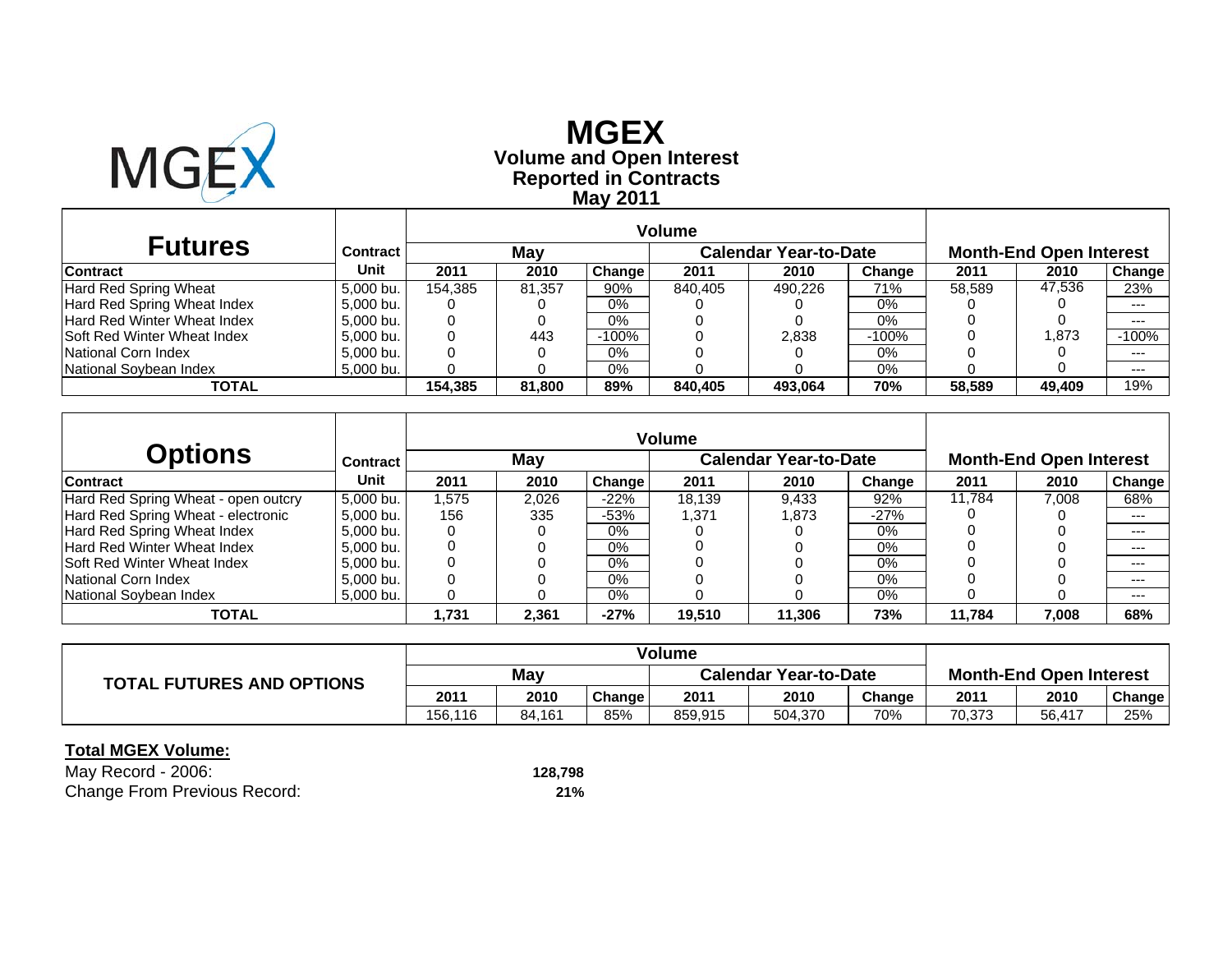# MGEX

## Volume and Open Interest
## Reported in Contracts
## May 2011

| Futures | Contract | Volume | | | | | | Month-End Open Interest | | |
|---|---|---|---|---|---|---|---|---|---|---|
| | | May | | | Calendar Year-to-Date | | | | | |
| Contract | Unit | 2011 | 2010 | Change | 2011 | 2010 | Change | 2011 | 2010 | Change |
| Hard Red Spring Wheat | 5,000 bu. | 154,385 | 81,357 | 90% | 840,405 | 490,226 | 71% | 58,589 | 47,536 | 23% |
| Hard Red Spring Wheat Index | 5,000 bu. | 0 | 0 | 0% | 0 | 0 | 0% | 0 | 0 | --- |
| Hard Red Winter Wheat Index | 5,000 bu. | 0 | 0 | 0% | 0 | 0 | 0% | 0 | 0 | --- |
| Soft Red Winter Wheat Index | 5,000 bu. | 0 | 443 | -100% | 0 | 2,838 | -100% | 0 | 1,873 | -100% |
| National Corn Index | 5,000 bu. | 0 | 0 | 0% | 0 | 0 | 0% | 0 | 0 | --- |
| National Soybean Index | 5,000 bu. | 0 | 0 | 0% | 0 | 0 | 0% | 0 | 0 | --- |
| **TOTAL** | | **154,385** | **81,800** | **89%** | **840,405** | **493,064** | **70%** | **58,589** | **49,409** | 19% |

| Options | Contract | Volume | | | | | | Month-End Open Interest | | |
|---|---|---|---|---|---|---|---|---|---|---|
| | | May | | | Calendar Year-to-Date | | | | | |
| Contract | Unit | 2011 | 2010 | Change | 2011 | 2010 | Change | 2011 | 2010 | Change |
| Hard Red Spring Wheat - open outcry | 5,000 bu. | 1,575 | 2,026 | -22% | 18,139 | 9,433 | 92% | 11,784 | 7,008 | 68% |
| Hard Red Spring Wheat - electronic | 5,000 bu. | 156 | 335 | -53% | 1,371 | 1,873 | -27% | 0 | 0 | --- |
| Hard Red Spring Wheat Index | 5,000 bu. | 0 | 0 | 0% | 0 | 0 | 0% | 0 | 0 | --- |
| Hard Red Winter Wheat Index | 5,000 bu. | 0 | 0 | 0% | 0 | 0 | 0% | 0 | 0 | --- |
| Soft Red Winter Wheat Index | 5,000 bu. | 0 | 0 | 0% | 0 | 0 | 0% | 0 | 0 | --- |
| National Corn Index | 5,000 bu. | 0 | 0 | 0% | 0 | 0 | 0% | 0 | 0 | --- |
| National Soybean Index | 5,000 bu. | 0 | 0 | 0% | 0 | 0 | 0% | 0 | 0 | --- |
| **TOTAL** | | **1,731** | **2,361** | **-27%** | **19,510** | **11,306** | **73%** | **11,784** | **7,008** | **68%** |

| TOTAL FUTURES AND OPTIONS | Volume | | | | | | Month-End Open Interest | | |
|---|---|---|---|---|---|---|---|---|---|
| | May | | | Calendar Year-to-Date | | | | | |
| | 2011 | 2010 | Change | 2011 | 2010 | Change | 2011 | 2010 | Change |
| | 156,116 | 84,161 | 85% | 859,915 | 504,370 | 70% | 70,373 | 56,417 | 25% |

**Total MGEX Volume:**

May Record - 2006: **128,798**

Change From Previous Record: **21%**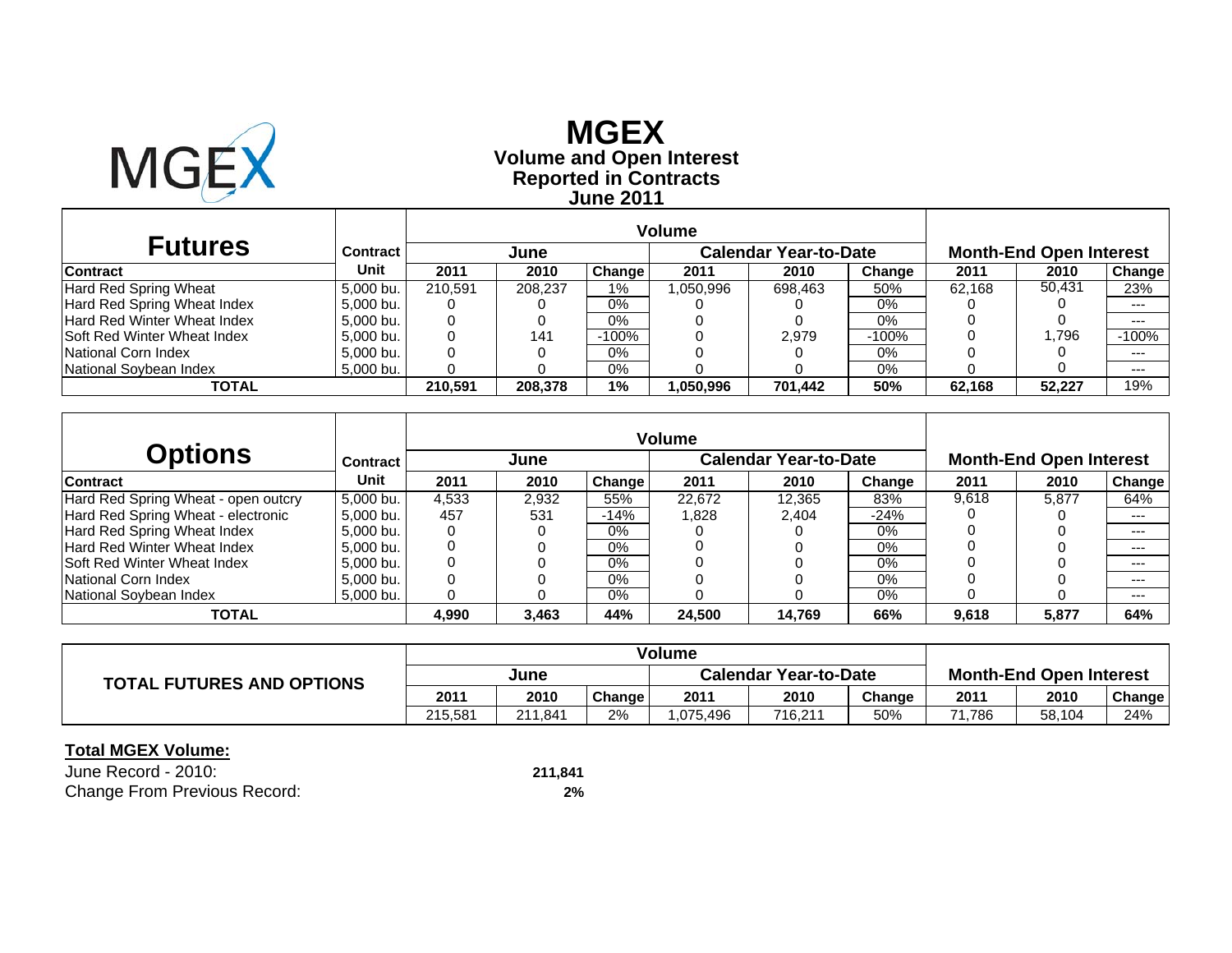# MGEX

## Volume and Open Interest
## Reported in Contracts
## June 2011

| Futures | | Volume | | | | | | Month-End Open Interest | | |
|---|---|---|---|---|---|---|---|---|---|---|
| | Contract | June | | | Calendar Year-to-Date | | | | | |
| Contract | Unit | 2011 | 2010 | Change | 2011 | 2010 | Change | 2011 | 2010 | Change |
| Hard Red Spring Wheat | 5,000 bu. | 210,591 | 208,237 | 1% | 1,050,996 | 698,463 | 50% | 62,168 | 50,431 | 23% |
| Hard Red Spring Wheat Index | 5,000 bu. | 0 | 0 | 0% | 0 | 0 | 0% | 0 | 0 | --- |
| Hard Red Winter Wheat Index | 5,000 bu. | 0 | 0 | 0% | 0 | 0 | 0% | 0 | 0 | --- |
| Soft Red Winter Wheat Index | 5,000 bu. | 0 | 141 | -100% | 0 | 2,979 | -100% | 0 | 1,796 | -100% |
| National Corn Index | 5,000 bu. | 0 | 0 | 0% | 0 | 0 | 0% | 0 | 0 | --- |
| National Soybean Index | 5,000 bu. | 0 | 0 | 0% | 0 | 0 | 0% | 0 | 0 | --- |
| **TOTAL** | | **210,591** | **208,378** | **1%** | **1,050,996** | **701,442** | **50%** | **62,168** | **52,227** | 19% |

| Options | | Volume | | | | | | Month-End Open Interest | | |
|---|---|---|---|---|---|---|---|---|---|---|
| | Contract | June | | | Calendar Year-to-Date | | | | | |
| Contract | Unit | 2011 | 2010 | Change | 2011 | 2010 | Change | 2011 | 2010 | Change |
| Hard Red Spring Wheat - open outcry | 5,000 bu. | 4,533 | 2,932 | 55% | 22,672 | 12,365 | 83% | 9,618 | 5,877 | 64% |
| Hard Red Spring Wheat - electronic | 5,000 bu. | 457 | 531 | -14% | 1,828 | 2,404 | -24% | 0 | 0 | --- |
| Hard Red Spring Wheat Index | 5,000 bu. | 0 | 0 | 0% | 0 | 0 | 0% | 0 | 0 | --- |
| Hard Red Winter Wheat Index | 5,000 bu. | 0 | 0 | 0% | 0 | 0 | 0% | 0 | 0 | --- |
| Soft Red Winter Wheat Index | 5,000 bu. | 0 | 0 | 0% | 0 | 0 | 0% | 0 | 0 | --- |
| National Corn Index | 5,000 bu. | 0 | 0 | 0% | 0 | 0 | 0% | 0 | 0 | --- |
| National Soybean Index | 5,000 bu. | 0 | 0 | 0% | 0 | 0 | 0% | 0 | 0 | --- |
| **TOTAL** | | **4,990** | **3,463** | **44%** | **24,500** | **14,769** | **66%** | **9,618** | **5,877** | **64%** |

| TOTAL FUTURES AND OPTIONS | Volume | | | | | | Month-End Open Interest | | |
|---|---|---|---|---|---|---|---|---|---|
| | June | | | Calendar Year-to-Date | | | | | |
| | 2011 | 2010 | Change | 2011 | 2010 | Change | 2011 | 2010 | Change |
| | 215,581 | 211,841 | 2% | 1,075,496 | 716,211 | 50% | 71,786 | 58,104 | 24% |

**Total MGEX Volume:**

June Record - 2010: **211,841**

Change From Previous Record: **2%**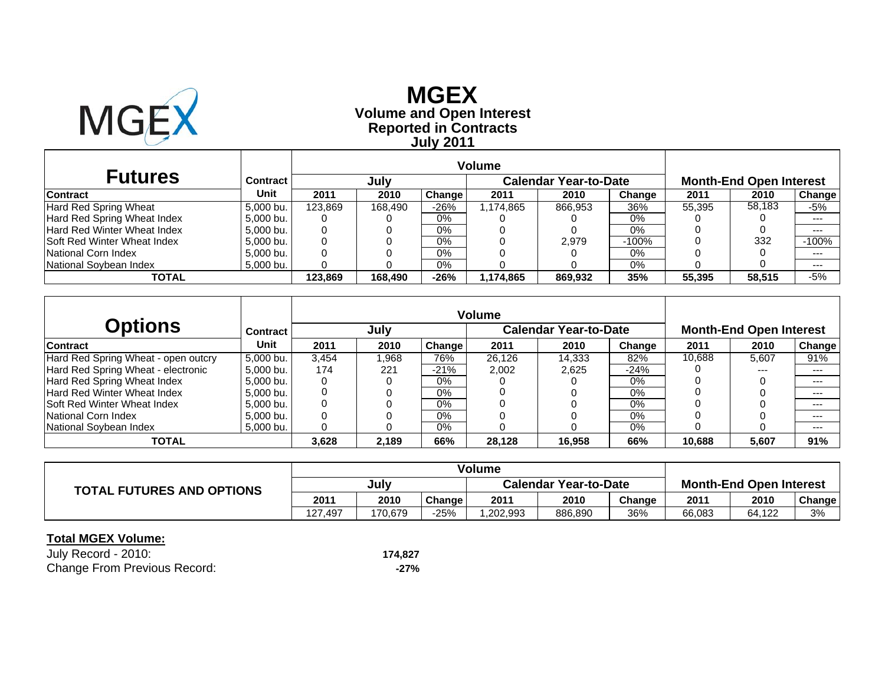# MGEX

## Volume and Open Interest
## Reported in Contracts
## July 2011

| Futures | Contract | Volume | | | | | | Month-End Open Interest | | |
|---|---|---|---|---|---|---|---|---|---|---|
| | | July | | | Calendar Year-to-Date | | | | | |
| Contract | Unit | 2011 | 2010 | Change | 2011 | 2010 | Change | 2011 | 2010 | Change |
| Hard Red Spring Wheat | 5,000 bu. | 123,869 | 168,490 | -26% | 1,174,865 | 866,953 | 36% | 55,395 | 58,183 | -5% |
| Hard Red Spring Wheat Index | 5,000 bu. | 0 | 0 | 0% | 0 | 0 | 0% | 0 | 0 | --- |
| Hard Red Winter Wheat Index | 5,000 bu. | 0 | 0 | 0% | 0 | 0 | 0% | 0 | 0 | --- |
| Soft Red Winter Wheat Index | 5,000 bu. | 0 | 0 | 0% | 0 | 2,979 | -100% | 0 | 332 | -100% |
| National Corn Index | 5,000 bu. | 0 | 0 | 0% | 0 | 0 | 0% | 0 | 0 | --- |
| National Soybean Index | 5,000 bu. | 0 | 0 | 0% | 0 | 0 | 0% | 0 | 0 | --- |
| **TOTAL** | | **123,869** | **168,490** | **-26%** | **1,174,865** | **869,932** | **35%** | **55,395** | **58,515** | -5% |

| Options | Contract | Volume | | | | | | Month-End Open Interest | | |
|---|---|---|---|---|---|---|---|---|---|---|
| | | July | | | Calendar Year-to-Date | | | | | |
| Contract | Unit | 2011 | 2010 | Change | 2011 | 2010 | Change | 2011 | 2010 | Change |
| Hard Red Spring Wheat - open outcry | 5,000 bu. | 3,454 | 1,968 | 76% | 26,126 | 14,333 | 82% | 10,688 | 5,607 | 91% |
| Hard Red Spring Wheat - electronic | 5,000 bu. | 174 | 221 | -21% | 2,002 | 2,625 | -24% | 0 | --- | --- |
| Hard Red Spring Wheat Index | 5,000 bu. | 0 | 0 | 0% | 0 | 0 | 0% | 0 | 0 | --- |
| Hard Red Winter Wheat Index | 5,000 bu. | 0 | 0 | 0% | 0 | 0 | 0% | 0 | 0 | --- |
| Soft Red Winter Wheat Index | 5,000 bu. | 0 | 0 | 0% | 0 | 0 | 0% | 0 | 0 | --- |
| National Corn Index | 5,000 bu. | 0 | 0 | 0% | 0 | 0 | 0% | 0 | 0 | --- |
| National Soybean Index | 5,000 bu. | 0 | 0 | 0% | 0 | 0 | 0% | 0 | 0 | --- |
| **TOTAL** | | **3,628** | **2,189** | **66%** | **28,128** | **16,958** | **66%** | **10,688** | **5,607** | **91%** |

| TOTAL FUTURES AND OPTIONS | Volume | | | | | | Month-End Open Interest | | |
|---|---|---|---|---|---|---|---|---|---|
| | July | | | Calendar Year-to-Date | | | | | |
| | 2011 | 2010 | Change | 2011 | 2010 | Change | 2011 | 2010 | Change |
| | 127,497 | 170,679 | -25% | 1,202,993 | 886,890 | 36% | 66,083 | 64,122 | 3% |

**Total MGEX Volume:**

July Record - 2010: **174,827**

Change From Previous Record: **-27%**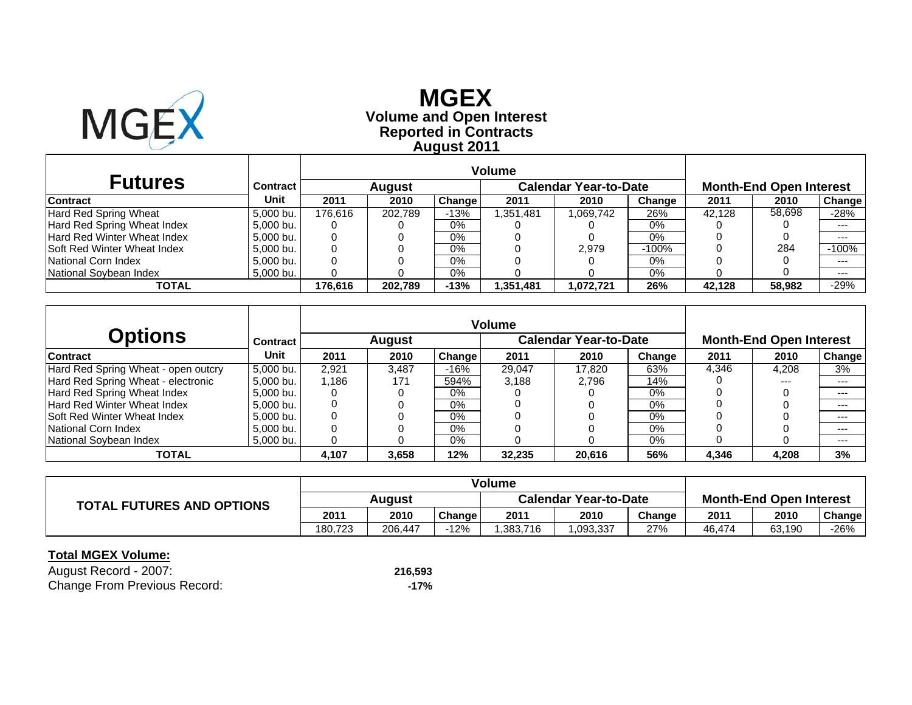# MGEX

## Volume and Open Interest
## Reported in Contracts
## August 2011

| Futures | Contract | Volume | | | | | | Month-End Open Interest | | |
|---|---|---|---|---|---|---|---|---|---|---|
| | | August | | | Calendar Year-to-Date | | | | | |
| Contract | Unit | 2011 | 2010 | Change | 2011 | 2010 | Change | 2011 | 2010 | Change |
| Hard Red Spring Wheat | 5,000 bu. | 176,616 | 202,789 | -13% | 1,351,481 | 1,069,742 | 26% | 42,128 | 58,698 | -28% |
| Hard Red Spring Wheat Index | 5,000 bu. | 0 | 0 | 0% | 0 | 0 | 0% | 0 | 0 | --- |
| Hard Red Winter Wheat Index | 5,000 bu. | 0 | 0 | 0% | 0 | 0 | 0% | 0 | 0 | --- |
| Soft Red Winter Wheat Index | 5,000 bu. | 0 | 0 | 0% | 0 | 2,979 | -100% | 0 | 284 | -100% |
| National Corn Index | 5,000 bu. | 0 | 0 | 0% | 0 | 0 | 0% | 0 | 0 | --- |
| National Soybean Index | 5,000 bu. | 0 | 0 | 0% | 0 | 0 | 0% | 0 | 0 | --- |
| **TOTAL** | | **176,616** | **202,789** | **-13%** | **1,351,481** | **1,072,721** | **26%** | **42,128** | **58,982** | -29% |

| Options | Contract | Volume | | | | | | Month-End Open Interest | | |
|---|---|---|---|---|---|---|---|---|---|---|
| | | August | | | Calendar Year-to-Date | | | | | |
| Contract | Unit | 2011 | 2010 | Change | 2011 | 2010 | Change | 2011 | 2010 | Change |
| Hard Red Spring Wheat - open outcry | 5,000 bu. | 2,921 | 3,487 | -16% | 29,047 | 17,820 | 63% | 4,346 | 4,208 | 3% |
| Hard Red Spring Wheat - electronic | 5,000 bu. | 1,186 | 171 | 594% | 3,188 | 2,796 | 14% | 0 | --- | --- |
| Hard Red Spring Wheat Index | 5,000 bu. | 0 | 0 | 0% | 0 | 0 | 0% | 0 | 0 | --- |
| Hard Red Winter Wheat Index | 5,000 bu. | 0 | 0 | 0% | 0 | 0 | 0% | 0 | 0 | --- |
| Soft Red Winter Wheat Index | 5,000 bu. | 0 | 0 | 0% | 0 | 0 | 0% | 0 | 0 | --- |
| National Corn Index | 5,000 bu. | 0 | 0 | 0% | 0 | 0 | 0% | 0 | 0 | --- |
| National Soybean Index | 5,000 bu. | 0 | 0 | 0% | 0 | 0 | 0% | 0 | 0 | --- |
| **TOTAL** | | **4,107** | **3,658** | **12%** | **32,235** | **20,616** | **56%** | **4,346** | **4,208** | **3%** |

| TOTAL FUTURES AND OPTIONS | Volume | | | | | | Month-End Open Interest | | |
|---|---|---|---|---|---|---|---|---|---|
| | August | | | Calendar Year-to-Date | | | | | |
| | 2011 | 2010 | Change | 2011 | 2010 | Change | 2011 | 2010 | Change |
| | 180,723 | 206,447 | -12% | 1,383,716 | 1,093,337 | 27% | 46,474 | 63,190 | -26% |

**Total MGEX Volume:**

| | |
|---|---|
| August Record - 2007: | **216,593** |
| Change From Previous Record: | **-17%** |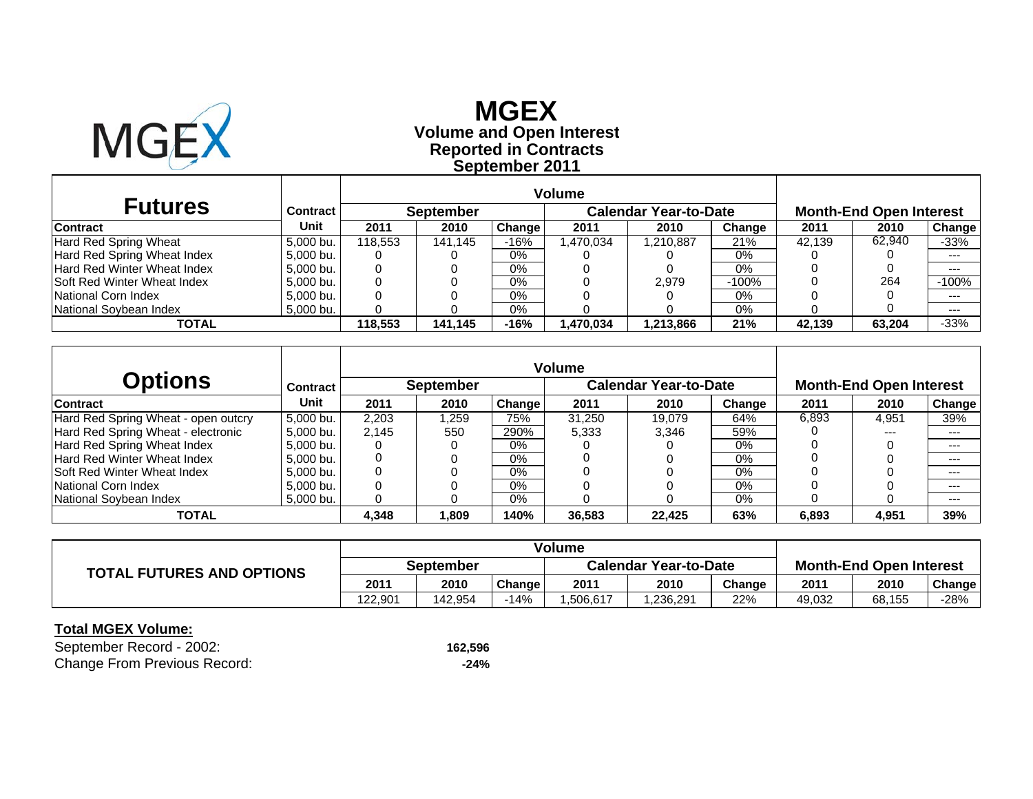# MGEX

## Volume and Open Interest
## Reported in Contracts
## September 2011

| Futures | Contract | Volume | | | | | | Month-End Open Interest | | |
|---|---|---|---|---|---|---|---|---|---|---|
| | | September | | | Calendar Year-to-Date | | | | | |
| **Contract** | **Unit** | **2011** | **2010** | **Change** | **2011** | **2010** | **Change** | **2011** | **2010** | **Change** |
| Hard Red Spring Wheat | 5,000 bu. | 118,553 | 141,145 | -16% | 1,470,034 | 1,210,887 | 21% | 42,139 | 62,940 | -33% |
| Hard Red Spring Wheat Index | 5,000 bu. | 0 | 0 | 0% | 0 | 0 | 0% | 0 | 0 | --- |
| Hard Red Winter Wheat Index | 5,000 bu. | 0 | 0 | 0% | 0 | 0 | 0% | 0 | 0 | --- |
| Soft Red Winter Wheat Index | 5,000 bu. | 0 | 0 | 0% | 0 | 2,979 | -100% | 0 | 264 | -100% |
| National Corn Index | 5,000 bu. | 0 | 0 | 0% | 0 | 0 | 0% | 0 | 0 | --- |
| National Soybean Index | 5,000 bu. | 0 | 0 | 0% | 0 | 0 | 0% | 0 | 0 | --- |
| **TOTAL** | | **118,553** | **141,145** | **-16%** | **1,470,034** | **1,213,866** | **21%** | **42,139** | **63,204** | -33% |

| Options | Contract | Volume | | | | | | Month-End Open Interest | | |
|---|---|---|---|---|---|---|---|---|---|---|
| | | September | | | Calendar Year-to-Date | | | | | |
| **Contract** | **Unit** | **2011** | **2010** | **Change** | **2011** | **2010** | **Change** | **2011** | **2010** | **Change** |
| Hard Red Spring Wheat - open outcry | 5,000 bu. | 2,203 | 1,259 | 75% | 31,250 | 19,079 | 64% | 6,893 | 4,951 | 39% |
| Hard Red Spring Wheat - electronic | 5,000 bu. | 2,145 | 550 | 290% | 5,333 | 3,346 | 59% | 0 | --- | --- |
| Hard Red Spring Wheat Index | 5,000 bu. | 0 | 0 | 0% | 0 | 0 | 0% | 0 | 0 | --- |
| Hard Red Winter Wheat Index | 5,000 bu. | 0 | 0 | 0% | 0 | 0 | 0% | 0 | 0 | --- |
| Soft Red Winter Wheat Index | 5,000 bu. | 0 | 0 | 0% | 0 | 0 | 0% | 0 | 0 | --- |
| National Corn Index | 5,000 bu. | 0 | 0 | 0% | 0 | 0 | 0% | 0 | 0 | --- |
| National Soybean Index | 5,000 bu. | 0 | 0 | 0% | 0 | 0 | 0% | 0 | 0 | --- |
| **TOTAL** | | **4,348** | **1,809** | **140%** | **36,583** | **22,425** | **63%** | **6,893** | **4,951** | **39%** |

| TOTAL FUTURES AND OPTIONS | Volume | | | | | | Month-End Open Interest | | |
|---|---|---|---|---|---|---|---|---|---|
| | September | | | Calendar Year-to-Date | | | | | |
| | **2011** | **2010** | **Change** | **2011** | **2010** | **Change** | **2011** | **2010** | **Change** |
| | 122,901 | 142,954 | -14% | 1,506,617 | 1,236,291 | 22% | 49,032 | 68,155 | -28% |

**Total MGEX Volume:**

September Record - 2002: **162,596**

Change From Previous Record: **-24%**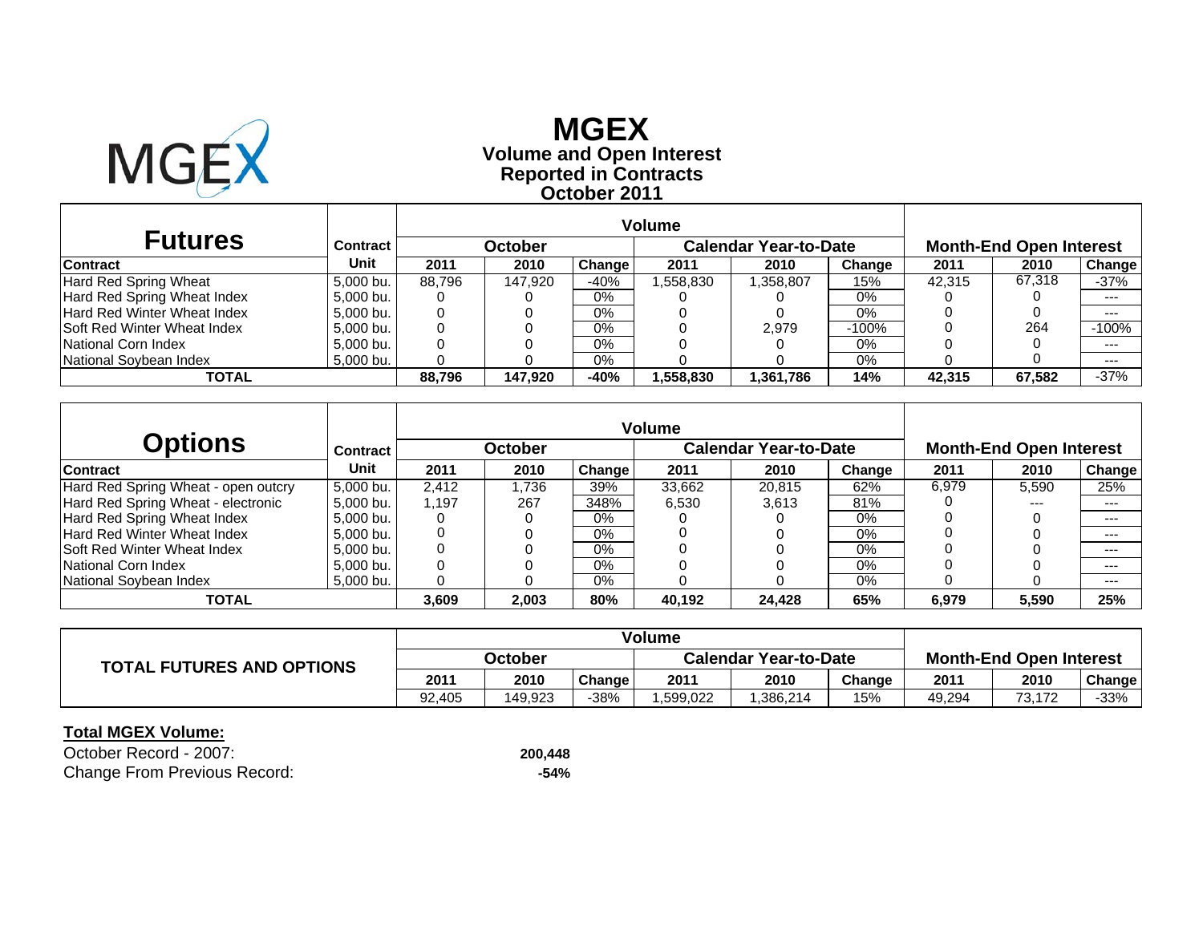# MGEX

## Volume and Open Interest
## Reported in Contracts
## October 2011

| Futures | Contract | Volume | | | | | | Month-End Open Interest | | |
|---|---|---|---|---|---|---|---|---|---|---|
| | | October | | | Calendar Year-to-Date | | | | | |
| Contract | Unit | 2011 | 2010 | Change | 2011 | 2010 | Change | 2011 | 2010 | Change |
| Hard Red Spring Wheat | 5,000 bu. | 88,796 | 147,920 | -40% | 1,558,830 | 1,358,807 | 15% | 42,315 | 67,318 | -37% |
| Hard Red Spring Wheat Index | 5,000 bu. | 0 | 0 | 0% | 0 | 0 | 0% | 0 | 0 | --- |
| Hard Red Winter Wheat Index | 5,000 bu. | 0 | 0 | 0% | 0 | 0 | 0% | 0 | 0 | --- |
| Soft Red Winter Wheat Index | 5,000 bu. | 0 | 0 | 0% | 0 | 2,979 | -100% | 0 | 264 | -100% |
| National Corn Index | 5,000 bu. | 0 | 0 | 0% | 0 | 0 | 0% | 0 | 0 | --- |
| National Soybean Index | 5,000 bu. | 0 | 0 | 0% | 0 | 0 | 0% | 0 | 0 | --- |
| **TOTAL** | | **88,796** | **147,920** | **-40%** | **1,558,830** | **1,361,786** | **14%** | **42,315** | **67,582** | -37% |

| Options | Contract | Volume | | | | | | Month-End Open Interest | | |
|---|---|---|---|---|---|---|---|---|---|---|
| | | October | | | Calendar Year-to-Date | | | | | |
| Contract | Unit | 2011 | 2010 | Change | 2011 | 2010 | Change | 2011 | 2010 | Change |
| Hard Red Spring Wheat - open outcry | 5,000 bu. | 2,412 | 1,736 | 39% | 33,662 | 20,815 | 62% | 6,979 | 5,590 | 25% |
| Hard Red Spring Wheat - electronic | 5,000 bu. | 1,197 | 267 | 348% | 6,530 | 3,613 | 81% | 0 | --- | --- |
| Hard Red Spring Wheat Index | 5,000 bu. | 0 | 0 | 0% | 0 | 0 | 0% | 0 | 0 | --- |
| Hard Red Winter Wheat Index | 5,000 bu. | 0 | 0 | 0% | 0 | 0 | 0% | 0 | 0 | --- |
| Soft Red Winter Wheat Index | 5,000 bu. | 0 | 0 | 0% | 0 | 0 | 0% | 0 | 0 | --- |
| National Corn Index | 5,000 bu. | 0 | 0 | 0% | 0 | 0 | 0% | 0 | 0 | --- |
| National Soybean Index | 5,000 bu. | 0 | 0 | 0% | 0 | 0 | 0% | 0 | 0 | --- |
| **TOTAL** | | **3,609** | **2,003** | **80%** | **40,192** | **24,428** | **65%** | **6,979** | **5,590** | **25%** |

| TOTAL FUTURES AND OPTIONS | Volume | | | | | | Month-End Open Interest | | |
|---|---|---|---|---|---|---|---|---|---|
| | October | | | Calendar Year-to-Date | | | | | |
| | 2011 | 2010 | Change | 2011 | 2010 | Change | 2011 | 2010 | Change |
| | 92,405 | 149,923 | -38% | 1,599,022 | 1,386,214 | 15% | 49,294 | 73,172 | -33% |

**Total MGEX Volume:**

October Record - 2007: **200,448**

Change From Previous Record: **-54%**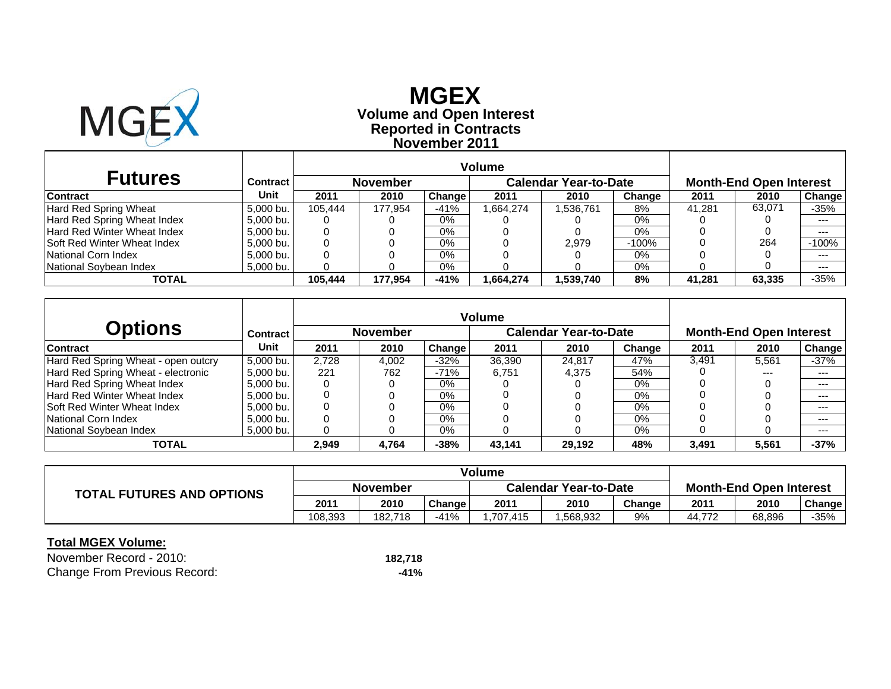# MGEX

## Volume and Open Interest
## Reported in Contracts
## November 2011

| Futures | Contract | Volume | | | | | | Month-End Open Interest | | |
|---|---|---|---|---|---|---|---|---|---|---|
| | | November | | | Calendar Year-to-Date | | | | | |
| Contract | Unit | 2011 | 2010 | Change | 2011 | 2010 | Change | 2011 | 2010 | Change |
| Hard Red Spring Wheat | 5,000 bu. | 105,444 | 177,954 | -41% | 1,664,274 | 1,536,761 | 8% | 41,281 | 63,071 | -35% |
| Hard Red Spring Wheat Index | 5,000 bu. | 0 | 0 | 0% | 0 | 0 | 0% | 0 | 0 | --- |
| Hard Red Winter Wheat Index | 5,000 bu. | 0 | 0 | 0% | 0 | 0 | 0% | 0 | 0 | --- |
| Soft Red Winter Wheat Index | 5,000 bu. | 0 | 0 | 0% | 0 | 2,979 | -100% | 0 | 264 | -100% |
| National Corn Index | 5,000 bu. | 0 | 0 | 0% | 0 | 0 | 0% | 0 | 0 | --- |
| National Soybean Index | 5,000 bu. | 0 | 0 | 0% | 0 | 0 | 0% | 0 | 0 | --- |
| **TOTAL** | | **105,444** | **177,954** | **-41%** | **1,664,274** | **1,539,740** | **8%** | **41,281** | **63,335** | -35% |

| Options | Contract | Volume | | | | | | Month-End Open Interest | | |
|---|---|---|---|---|---|---|---|---|---|---|
| | | November | | | Calendar Year-to-Date | | | | | |
| Contract | Unit | 2011 | 2010 | Change | 2011 | 2010 | Change | 2011 | 2010 | Change |
| Hard Red Spring Wheat - open outcry | 5,000 bu. | 2,728 | 4,002 | -32% | 36,390 | 24,817 | 47% | 3,491 | 5,561 | -37% |
| Hard Red Spring Wheat - electronic | 5,000 bu. | 221 | 762 | -71% | 6,751 | 4,375 | 54% | 0 | --- | --- |
| Hard Red Spring Wheat Index | 5,000 bu. | 0 | 0 | 0% | 0 | 0 | 0% | 0 | 0 | --- |
| Hard Red Winter Wheat Index | 5,000 bu. | 0 | 0 | 0% | 0 | 0 | 0% | 0 | 0 | --- |
| Soft Red Winter Wheat Index | 5,000 bu. | 0 | 0 | 0% | 0 | 0 | 0% | 0 | 0 | --- |
| National Corn Index | 5,000 bu. | 0 | 0 | 0% | 0 | 0 | 0% | 0 | 0 | --- |
| National Soybean Index | 5,000 bu. | 0 | 0 | 0% | 0 | 0 | 0% | 0 | 0 | --- |
| **TOTAL** | | **2,949** | **4,764** | **-38%** | **43,141** | **29,192** | **48%** | **3,491** | **5,561** | **-37%** |

| TOTAL FUTURES AND OPTIONS | Volume | | | | | | Month-End Open Interest | | |
|---|---|---|---|---|---|---|---|---|---|
| | November | | | Calendar Year-to-Date | | | | | |
| | 2011 | 2010 | Change | 2011 | 2010 | Change | 2011 | 2010 | Change |
| | 108,393 | 182,718 | -41% | 1,707,415 | 1,568,932 | 9% | 44,772 | 68,896 | -35% |

**Total MGEX Volume:**

November Record - 2010: **182,718**

Change From Previous Record: **-41%**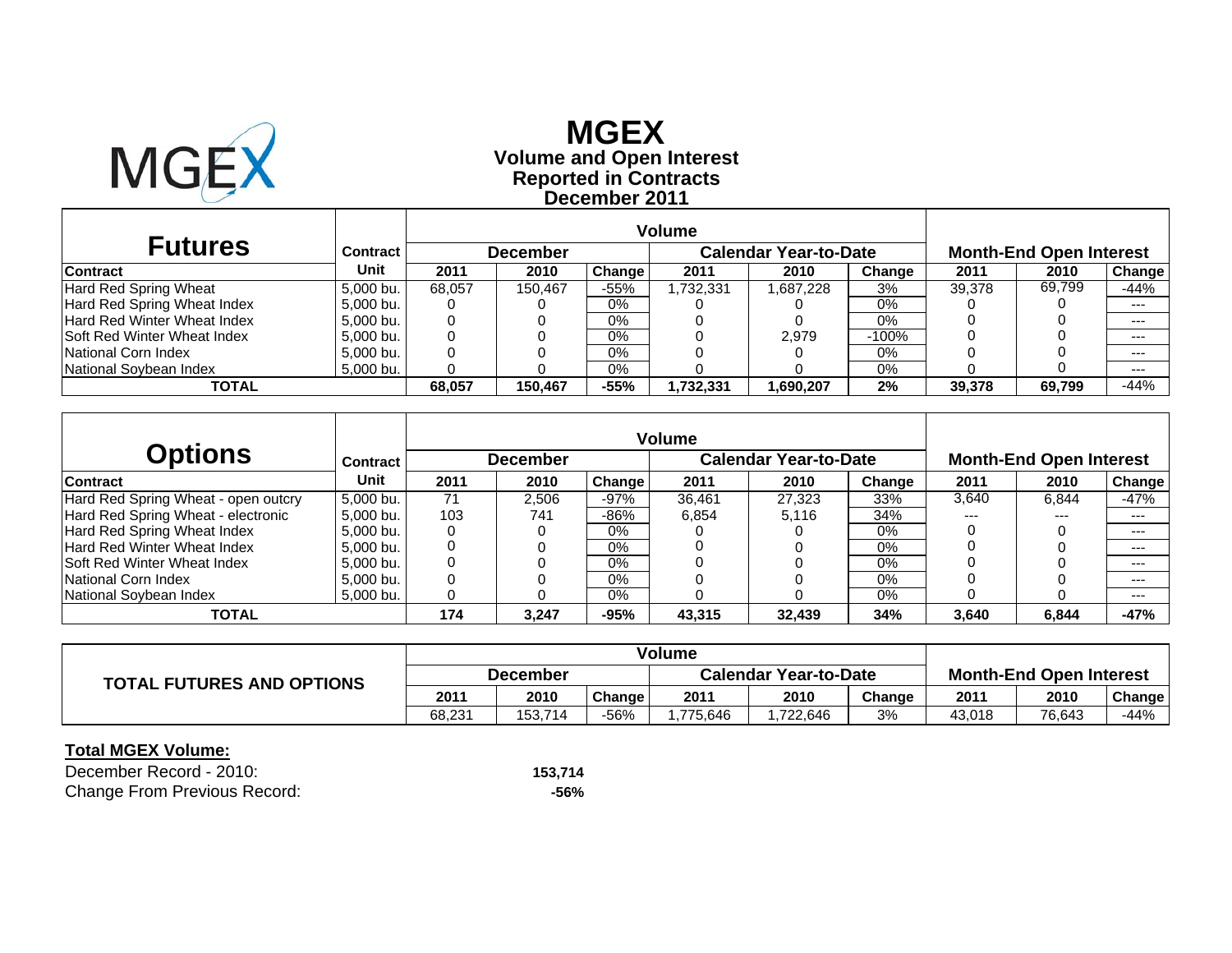# MGEX

## Volume and Open Interest
## Reported in Contracts
## December 2011

| Futures | Contract | Volume | | | | | | Month-End Open Interest | | |
|---|---|---|---|---|---|---|---|---|---|---|
| | | December | | | Calendar Year-to-Date | | | | | |
| Contract | Unit | 2011 | 2010 | Change | 2011 | 2010 | Change | 2011 | 2010 | Change |
| Hard Red Spring Wheat | 5,000 bu. | 68,057 | 150,467 | -55% | 1,732,331 | 1,687,228 | 3% | 39,378 | 69,799 | -44% |
| Hard Red Spring Wheat Index | 5,000 bu. | 0 | 0 | 0% | 0 | 0 | 0% | 0 | 0 | --- |
| Hard Red Winter Wheat Index | 5,000 bu. | 0 | 0 | 0% | 0 | 0 | 0% | 0 | 0 | --- |
| Soft Red Winter Wheat Index | 5,000 bu. | 0 | 0 | 0% | 0 | 2,979 | -100% | 0 | 0 | --- |
| National Corn Index | 5,000 bu. | 0 | 0 | 0% | 0 | 0 | 0% | 0 | 0 | --- |
| National Soybean Index | 5,000 bu. | 0 | 0 | 0% | 0 | 0 | 0% | 0 | 0 | --- |
| **TOTAL** | | **68,057** | **150,467** | **-55%** | **1,732,331** | **1,690,207** | **2%** | **39,378** | **69,799** | -44% |

| Options | Contract | Volume | | | | | | Month-End Open Interest | | |
|---|---|---|---|---|---|---|---|---|---|---|
| | | December | | | Calendar Year-to-Date | | | | | |
| Contract | Unit | 2011 | 2010 | Change | 2011 | 2010 | Change | 2011 | 2010 | Change |
| Hard Red Spring Wheat - open outcry | 5,000 bu. | 71 | 2,506 | -97% | 36,461 | 27,323 | 33% | 3,640 | 6,844 | -47% |
| Hard Red Spring Wheat - electronic | 5,000 bu. | 103 | 741 | -86% | 6,854 | 5,116 | 34% | --- | --- | --- |
| Hard Red Spring Wheat Index | 5,000 bu. | 0 | 0 | 0% | 0 | 0 | 0% | 0 | 0 | --- |
| Hard Red Winter Wheat Index | 5,000 bu. | 0 | 0 | 0% | 0 | 0 | 0% | 0 | 0 | --- |
| Soft Red Winter Wheat Index | 5,000 bu. | 0 | 0 | 0% | 0 | 0 | 0% | 0 | 0 | --- |
| National Corn Index | 5,000 bu. | 0 | 0 | 0% | 0 | 0 | 0% | 0 | 0 | --- |
| National Soybean Index | 5,000 bu. | 0 | 0 | 0% | 0 | 0 | 0% | 0 | 0 | --- |
| **TOTAL** | | **174** | **3,247** | **-95%** | **43,315** | **32,439** | **34%** | **3,640** | **6,844** | **-47%** |

| TOTAL FUTURES AND OPTIONS | Volume | | | | | | Month-End Open Interest | | |
|---|---|---|---|---|---|---|---|---|---|
| | December | | | Calendar Year-to-Date | | | | | |
| | 2011 | 2010 | Change | 2011 | 2010 | Change | 2011 | 2010 | Change |
| | 68,231 | 153,714 | -56% | 1,775,646 | 1,722,646 | 3% | 43,018 | 76,643 | -44% |

**Total MGEX Volume:**

December Record - 2010: **153,714**

Change From Previous Record: **-56%**